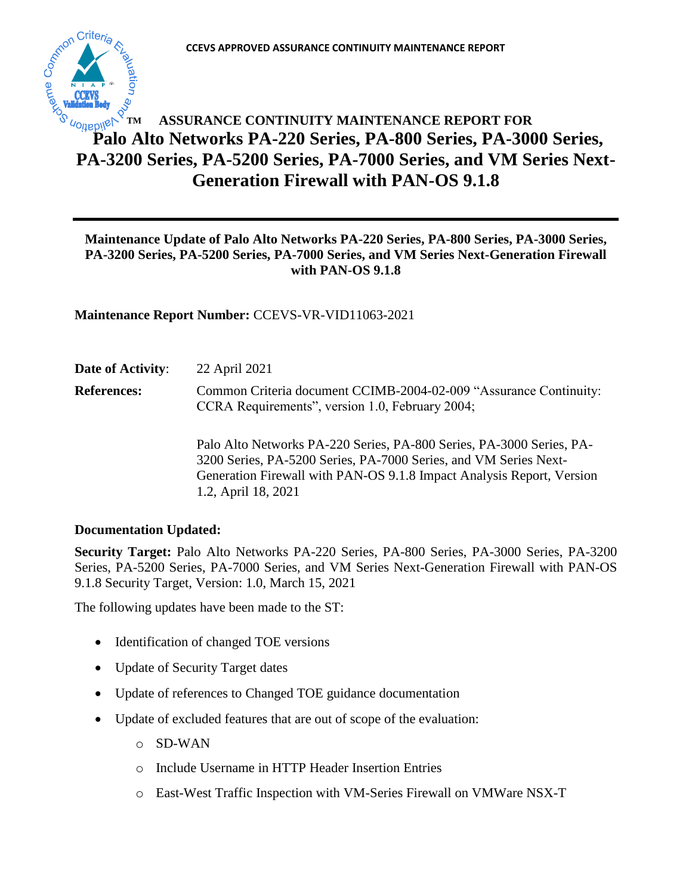CCEVS APPROVED ASSURANCE CONTINUITY MAINTENANCE REPORT

# ASSURANCE CONTINUITY MAINTENANCE REPORT FOR Palo Alto Networks PA-220 Series, PA-800 Series, PA-3000 Series, PA-3200 Series, PA-5200 Series, PA-7000 Series, and VM Series Next-Generation Firewall with PAN-OS 9.1.8

**Maintenance Update of Palo Alto Networks PA-220 Series, PA-800 Series, PA-3000 Series, PA-3200 Series, PA-5200 Series, PA-7000 Series, and VM Series Next-Generation Firewall with PAN-OS 9.1.8**

**Maintenance Report Number:** CCEVS-VR-VID11063-2021

**Date of Activity**: 22 April 2021

**References:** Common Criteria document CCIMB-2004-02-009 "Assurance Continuity: CCRA Requirements", version 1.0, February 2004;

Palo Alto Networks PA-220 Series, PA-800 Series, PA-3000 Series, PA-3200 Series, PA-5200 Series, PA-7000 Series, and VM Series Next-Generation Firewall with PAN-OS 9.1.8 Impact Analysis Report, Version 1.2, April 18, 2021

**Documentation Updated:**

**Security Target:** Palo Alto Networks PA-220 Series, PA-800 Series, PA-3000 Series, PA-3200 Series, PA-5200 Series, PA-7000 Series, and VM Series Next-Generation Firewall with PAN-OS 9.1.8 Security Target, Version: 1.0, March 15, 2021

The following updates have been made to the ST:

- Identification of changed TOE versions
- Update of Security Target dates
- Update of references to Changed TOE guidance documentation
- Update of excluded features that are out of scope of the evaluation:
  - SD-WAN
  - Include Username in HTTP Header Insertion Entries
  - East-West Traffic Inspection with VM-Series Firewall on VMWare NSX-T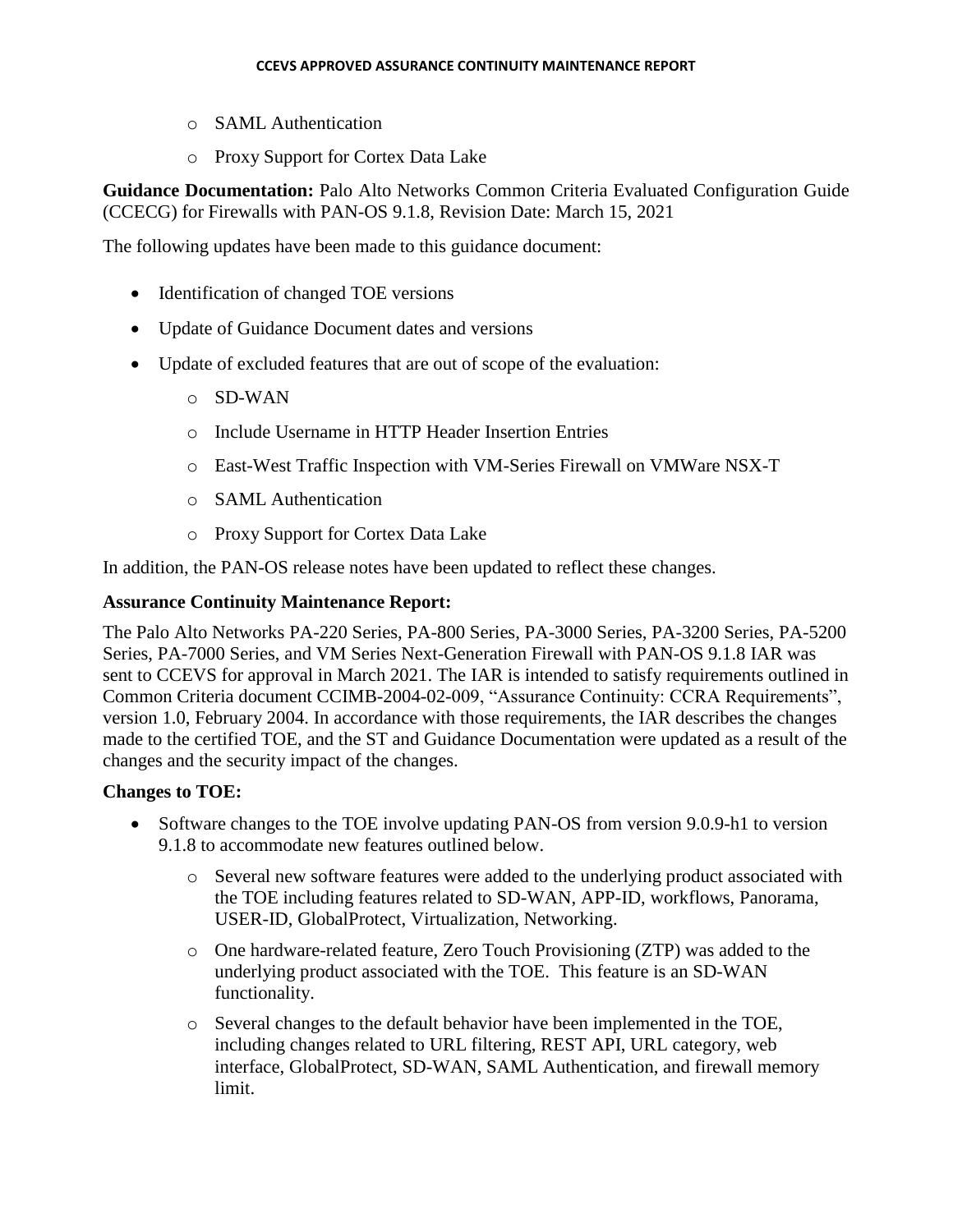- SAML Authentication
- Proxy Support for Cortex Data Lake

**Guidance Documentation:** Palo Alto Networks Common Criteria Evaluated Configuration Guide (CCECG) for Firewalls with PAN-OS 9.1.8, Revision Date: March 15, 2021

The following updates have been made to this guidance document:

- Identification of changed TOE versions
- Update of Guidance Document dates and versions
- Update of excluded features that are out of scope of the evaluation:
    - SD-WAN
    - Include Username in HTTP Header Insertion Entries
    - East-West Traffic Inspection with VM-Series Firewall on VMWare NSX-T
    - SAML Authentication
    - Proxy Support for Cortex Data Lake

In addition, the PAN-OS release notes have been updated to reflect these changes.

**Assurance Continuity Maintenance Report:**

The Palo Alto Networks PA-220 Series, PA-800 Series, PA-3000 Series, PA-3200 Series, PA-5200 Series, PA-7000 Series, and VM Series Next-Generation Firewall with PAN-OS 9.1.8 IAR was sent to CCEVS for approval in March 2021. The IAR is intended to satisfy requirements outlined in Common Criteria document CCIMB-2004-02-009, "Assurance Continuity: CCRA Requirements", version 1.0, February 2004. In accordance with those requirements, the IAR describes the changes made to the certified TOE, and the ST and Guidance Documentation were updated as a result of the changes and the security impact of the changes.

**Changes to TOE:**

- Software changes to the TOE involve updating PAN-OS from version 9.0.9-h1 to version 9.1.8 to accommodate new features outlined below.
    - Several new software features were added to the underlying product associated with the TOE including features related to SD-WAN, APP-ID, workflows, Panorama, USER-ID, GlobalProtect, Virtualization, Networking.
    - One hardware-related feature, Zero Touch Provisioning (ZTP) was added to the underlying product associated with the TOE. This feature is an SD-WAN functionality.
    - Several changes to the default behavior have been implemented in the TOE, including changes related to URL filtering, REST API, URL category, web interface, GlobalProtect, SD-WAN, SAML Authentication, and firewall memory limit.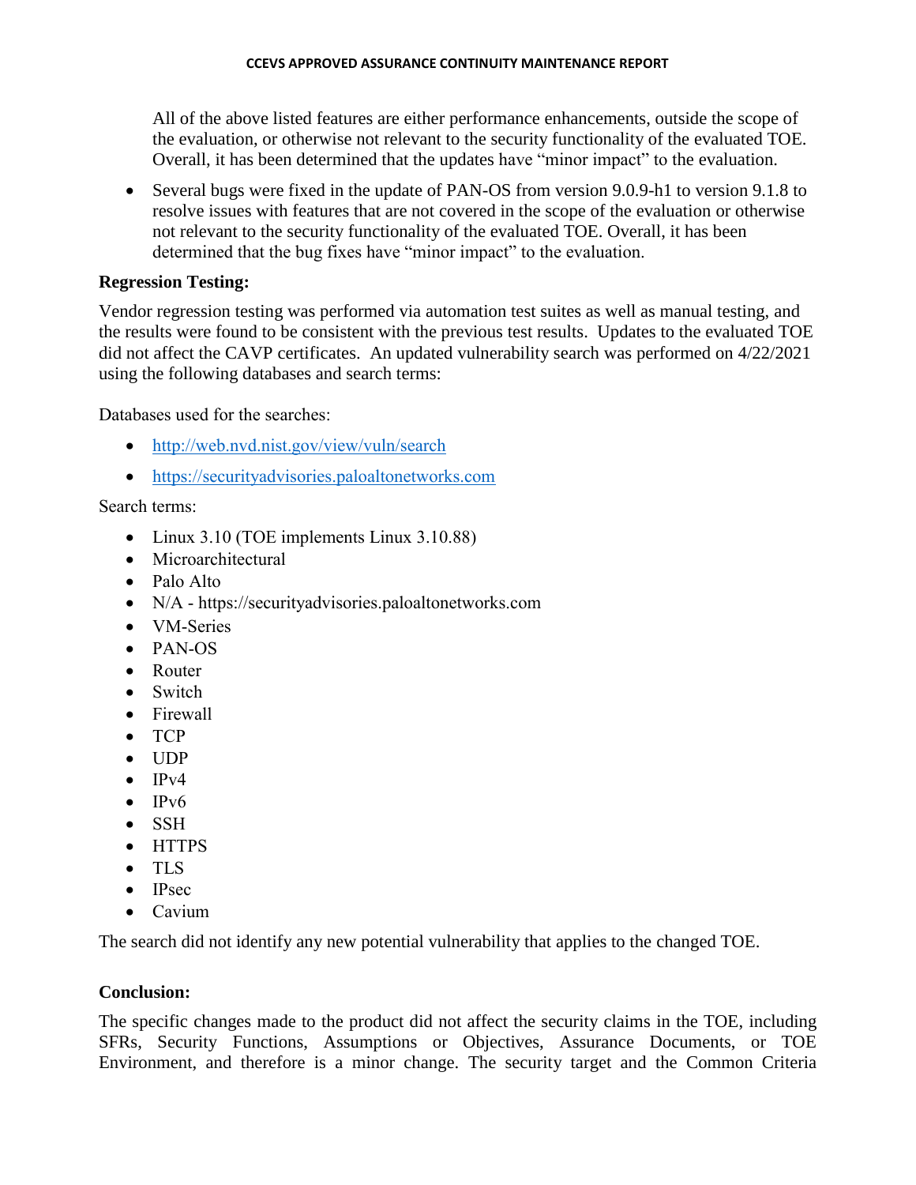All of the above listed features are either performance enhancements, outside the scope of the evaluation, or otherwise not relevant to the security functionality of the evaluated TOE. Overall, it has been determined that the updates have "minor impact" to the evaluation.

- Several bugs were fixed in the update of PAN-OS from version 9.0.9-h1 to version 9.1.8 to resolve issues with features that are not covered in the scope of the evaluation or otherwise not relevant to the security functionality of the evaluated TOE. Overall, it has been determined that the bug fixes have "minor impact" to the evaluation.

**Regression Testing:**

Vendor regression testing was performed via automation test suites as well as manual testing, and the results were found to be consistent with the previous test results. Updates to the evaluated TOE did not affect the CAVP certificates. An updated vulnerability search was performed on 4/22/2021 using the following databases and search terms:

Databases used for the searches:

- http://web.nvd.nist.gov/view/vuln/search
- https://securityadvisories.paloaltonetworks.com

Search terms:

- Linux 3.10 (TOE implements Linux 3.10.88)
- Microarchitectural
- Palo Alto
- N/A - https://securityadvisories.paloaltonetworks.com
- VM-Series
- PAN-OS
- Router
- Switch
- Firewall
- TCP
- UDP
- IPv4
- IPv6
- SSH
- HTTPS
- TLS
- IPsec
- Cavium

The search did not identify any new potential vulnerability that applies to the changed TOE.

**Conclusion:**

The specific changes made to the product did not affect the security claims in the TOE, including SFRs, Security Functions, Assumptions or Objectives, Assurance Documents, or TOE Environment, and therefore is a minor change. The security target and the Common Criteria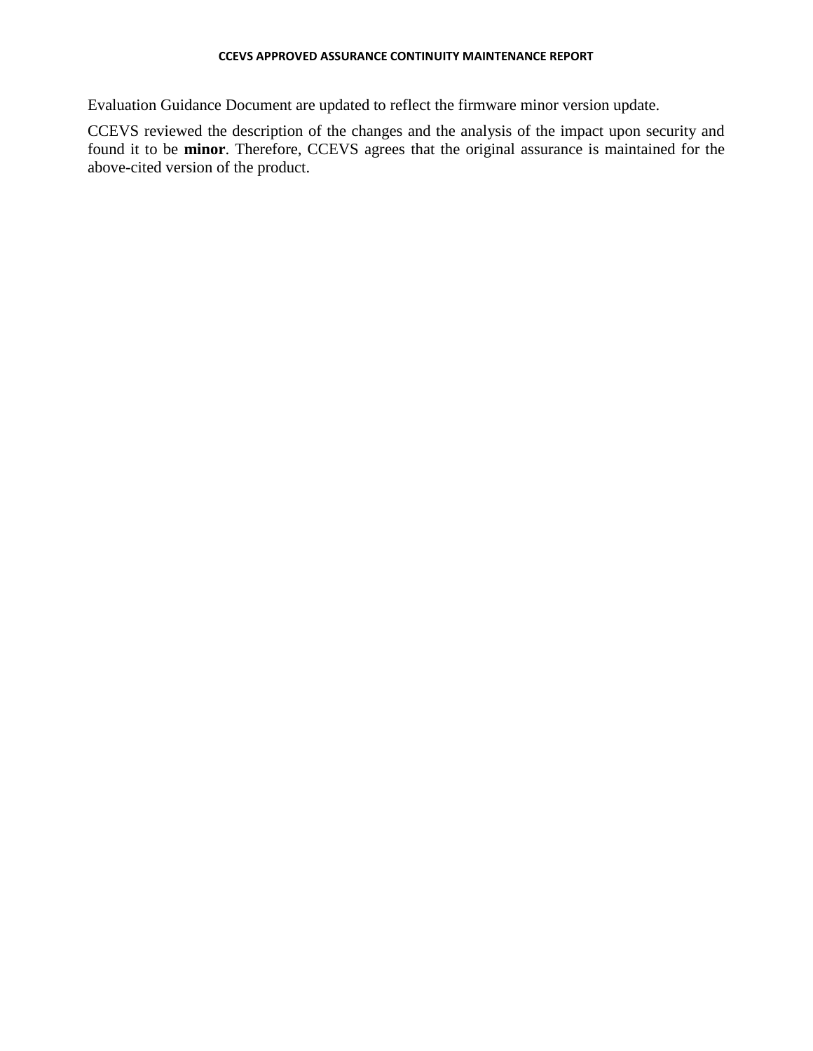Evaluation Guidance Document are updated to reflect the firmware minor version update.

CCEVS reviewed the description of the changes and the analysis of the impact upon security and found it to be **minor**. Therefore, CCEVS agrees that the original assurance is maintained for the above-cited version of the product.